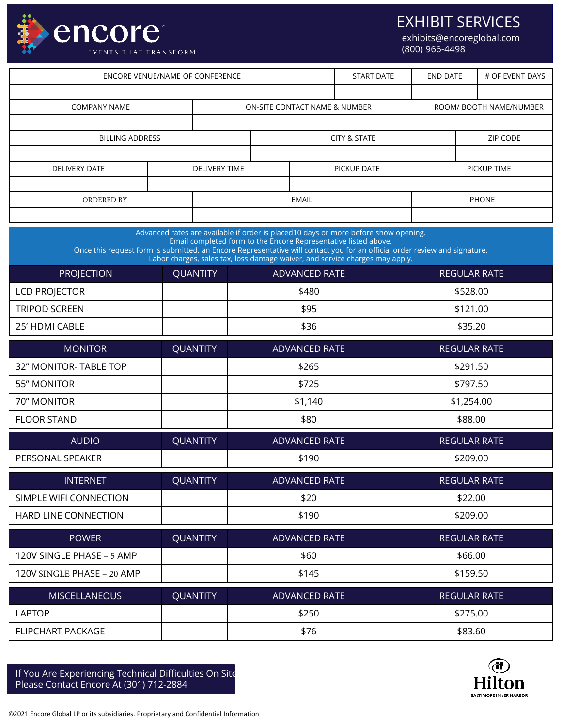encore
EVENTS THAT TRANSFORM

# EXHIBIT SERVICES

exhibits@encoreglobal.com
(800) 966-4498

| ENCORE VENUE/NAME OF CONFERENCE | START DATE | END DATE | # OF EVENT DAYS |
|---|---|---|---|
| | | | |

| COMPANY NAME | ON-SITE CONTACT NAME & NUMBER | ROOM/ BOOTH NAME/NUMBER |
|---|---|---|
| | | |

| BILLING ADDRESS | CITY & STATE | ZIP CODE |
|---|---|---|
| | | |

| DELIVERY DATE | DELIVERY TIME | PICKUP DATE | PICKUP TIME |
|---|---|---|---|
| | | | |

| ORDERED BY | EMAIL | PHONE |
|---|---|---|
| | | |

Advanced rates are available if order is placed10 days or more before show opening.
Email completed form to the Encore Representative listed above.
Once this request form is submitted, an Encore Representative will contact you for an official order review and signature.
Labor charges, sales tax, loss damage waiver, and service charges may apply.

| PROJECTION | QUANTITY | ADVANCED RATE | REGULAR RATE |
|---|---|---|---|
| LCD PROJECTOR | | $480 | $528.00 |
| TRIPOD SCREEN | | $95 | $121.00 |
| 25' HDMI CABLE | | $36 | $35.20 |

| MONITOR | QUANTITY | ADVANCED RATE | REGULAR RATE |
|---|---|---|---|
| 32" MONITOR- TABLE TOP | | $265 | $291.50 |
| 55" MONITOR | | $725 | $797.50 |
| 70" MONITOR | | $1,140 | $1,254.00 |
| FLOOR STAND | | $80 | $88.00 |

| AUDIO | QUANTITY | ADVANCED RATE | REGULAR RATE |
|---|---|---|---|
| PERSONAL SPEAKER | | $190 | $209.00 |

| INTERNET | QUANTITY | ADVANCED RATE | REGULAR RATE |
|---|---|---|---|
| SIMPLE WIFI CONNECTION | | $20 | $22.00 |
| HARD LINE CONNECTION | | $190 | $209.00 |

| POWER | QUANTITY | ADVANCED RATE | REGULAR RATE |
|---|---|---|---|
| 120V SINGLE PHASE – 5 AMP | | $60 | $66.00 |
| 120V SINGLE PHASE – 20 AMP | | $145 | $159.50 |

| MISCELLANEOUS | QUANTITY | ADVANCED RATE | REGULAR RATE |
|---|---|---|---|
| LAPTOP | | $250 | $275.00 |
| FLIPCHART PACKAGE | | $76 | $83.60 |

If You Are Experiencing Technical Difficulties On Site Please Contact Encore At (301) 712-2884

Hilton
BALTIMORE INNER HARBOR

©2021 Encore Global LP or its subsidiaries. Proprietary and Confidential Information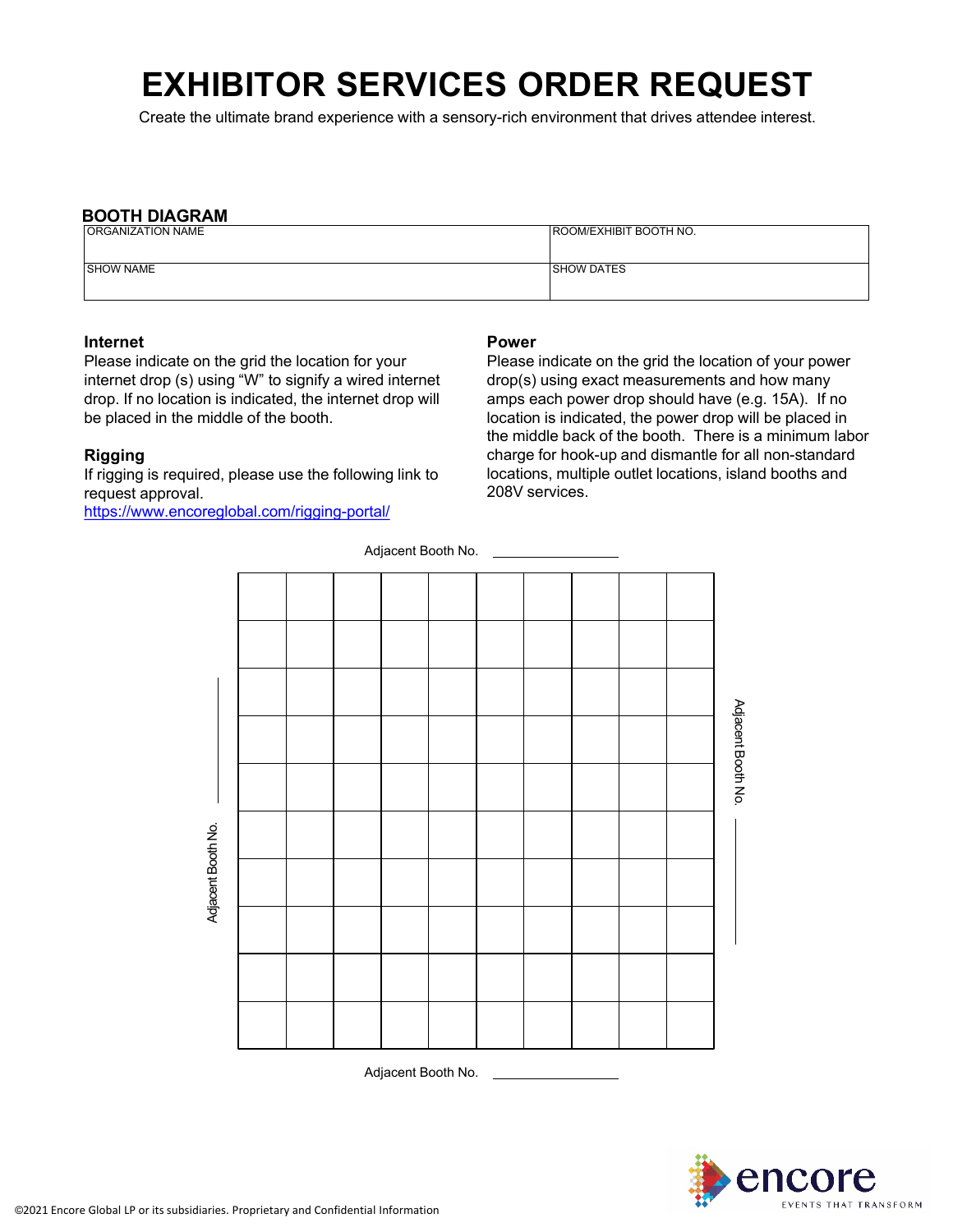# EXHIBITOR SERVICES ORDER REQUEST

Create the ultimate brand experience with a sensory-rich environment that drives attendee interest.

## BOOTH DIAGRAM

| | |
|---|---|
| ORGANIZATION NAME | ROOM/EXHIBIT BOOTH NO. |
| SHOW NAME | SHOW DATES |

### Internet

Please indicate on the grid the location for your internet drop (s) using "W" to signify a wired internet drop. If no location is indicated, the internet drop will be placed in the middle of the booth.

### Rigging

If rigging is required, please use the following link to request approval.
https://www.encoreglobal.com/rigging-portal/

### Power

Please indicate on the grid the location of your power drop(s) using exact measurements and how many amps each power drop should have (e.g. 15A). If no location is indicated, the power drop will be placed in the middle back of the booth. There is a minimum labor charge for hook-up and dismantle for all non-standard locations, multiple outlet locations, island booths and 208V services.

Adjacent Booth No. ________

| | | | | | | | | | |
|---|---|---|---|---|---|---|---|---|---|
| | | | | | | | | | |
| | | | | | | | | | |
| | | | | | | | | | |
| | | | | | | | | | |
| | | | | | | | | | |
| | | | | | | | | | |
| | | | | | | | | | |
| | | | | | | | | | |
| | | | | | | | | | |
| | | | | | | | | | |

Adjacent Booth No. ________

Adjacent Booth No. ________

Adjacent Booth No. ________

©2021 Encore Global LP or its subsidiaries. Proprietary and Confidential Information

encore
EVENTS THAT TRANSFORM